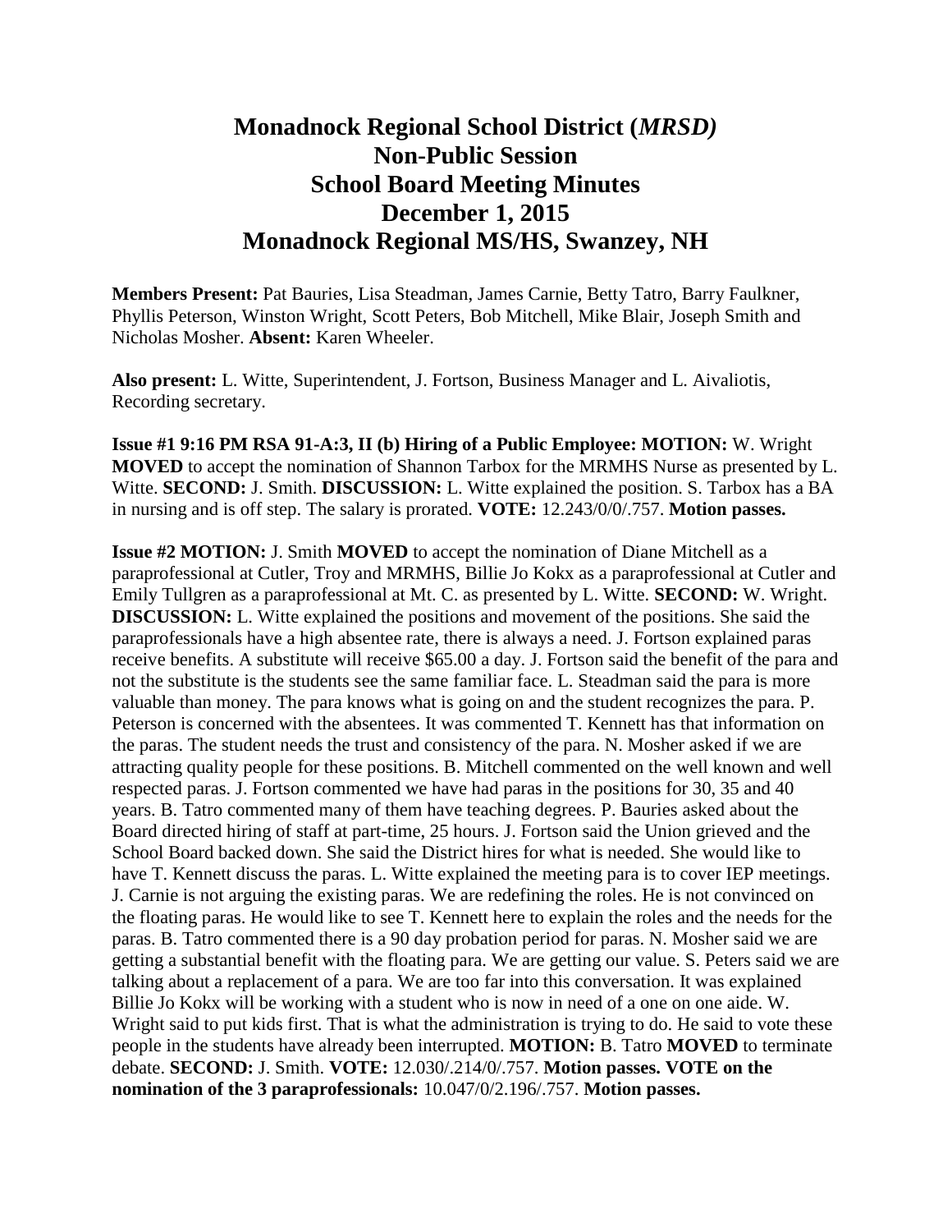# Monadnock Regional School District (*MRSD)*
# Non-Public Session
# School Board Meeting Minutes
# December 1, 2015
# Monadnock Regional MS/HS, Swanzey, NH

**Members Present:** Pat Bauries, Lisa Steadman, James Carnie, Betty Tatro, Barry Faulkner, Phyllis Peterson, Winston Wright, Scott Peters, Bob Mitchell, Mike Blair, Joseph Smith and Nicholas Mosher. **Absent:** Karen Wheeler.

**Also present:** L. Witte, Superintendent, J. Fortson, Business Manager and L. Aivaliotis, Recording secretary.

**Issue #1 9:16 PM RSA 91-A:3, II (b) Hiring of a Public Employee: MOTION:** W. Wright **MOVED** to accept the nomination of Shannon Tarbox for the MRMHS Nurse as presented by L. Witte. **SECOND:** J. Smith. **DISCUSSION:** L. Witte explained the position. S. Tarbox has a BA in nursing and is off step. The salary is prorated. **VOTE:** 12.243/0/0/.757. **Motion passes.**

**Issue #2 MOTION:** J. Smith **MOVED** to accept the nomination of Diane Mitchell as a paraprofessional at Cutler, Troy and MRMHS, Billie Jo Kokx as a paraprofessional at Cutler and Emily Tullgren as a paraprofessional at Mt. C. as presented by L. Witte. **SECOND:** W. Wright. **DISCUSSION:** L. Witte explained the positions and movement of the positions. She said the paraprofessionals have a high absentee rate, there is always a need. J. Fortson explained paras receive benefits. A substitute will receive $65.00 a day. J. Fortson said the benefit of the para and not the substitute is the students see the same familiar face. L. Steadman said the para is more valuable than money. The para knows what is going on and the student recognizes the para. P. Peterson is concerned with the absentees. It was commented T. Kennett has that information on the paras. The student needs the trust and consistency of the para. N. Mosher asked if we are attracting quality people for these positions. B. Mitchell commented on the well known and well respected paras. J. Fortson commented we have had paras in the positions for 30, 35 and 40 years. B. Tatro commented many of them have teaching degrees. P. Bauries asked about the Board directed hiring of staff at part-time, 25 hours. J. Fortson said the Union grieved and the School Board backed down. She said the District hires for what is needed. She would like to have T. Kennett discuss the paras. L. Witte explained the meeting para is to cover IEP meetings. J. Carnie is not arguing the existing paras. We are redefining the roles. He is not convinced on the floating paras. He would like to see T. Kennett here to explain the roles and the needs for the paras. B. Tatro commented there is a 90 day probation period for paras. N. Mosher said we are getting a substantial benefit with the floating para. We are getting our value. S. Peters said we are talking about a replacement of a para. We are too far into this conversation. It was explained Billie Jo Kokx will be working with a student who is now in need of a one on one aide. W. Wright said to put kids first. That is what the administration is trying to do. He said to vote these people in the students have already been interrupted. **MOTION:** B. Tatro **MOVED** to terminate debate. **SECOND:** J. Smith. **VOTE:** 12.030/.214/0/.757. **Motion passes. VOTE on the nomination of the 3 paraprofessionals:** 10.047/0/2.196/.757. **Motion passes.**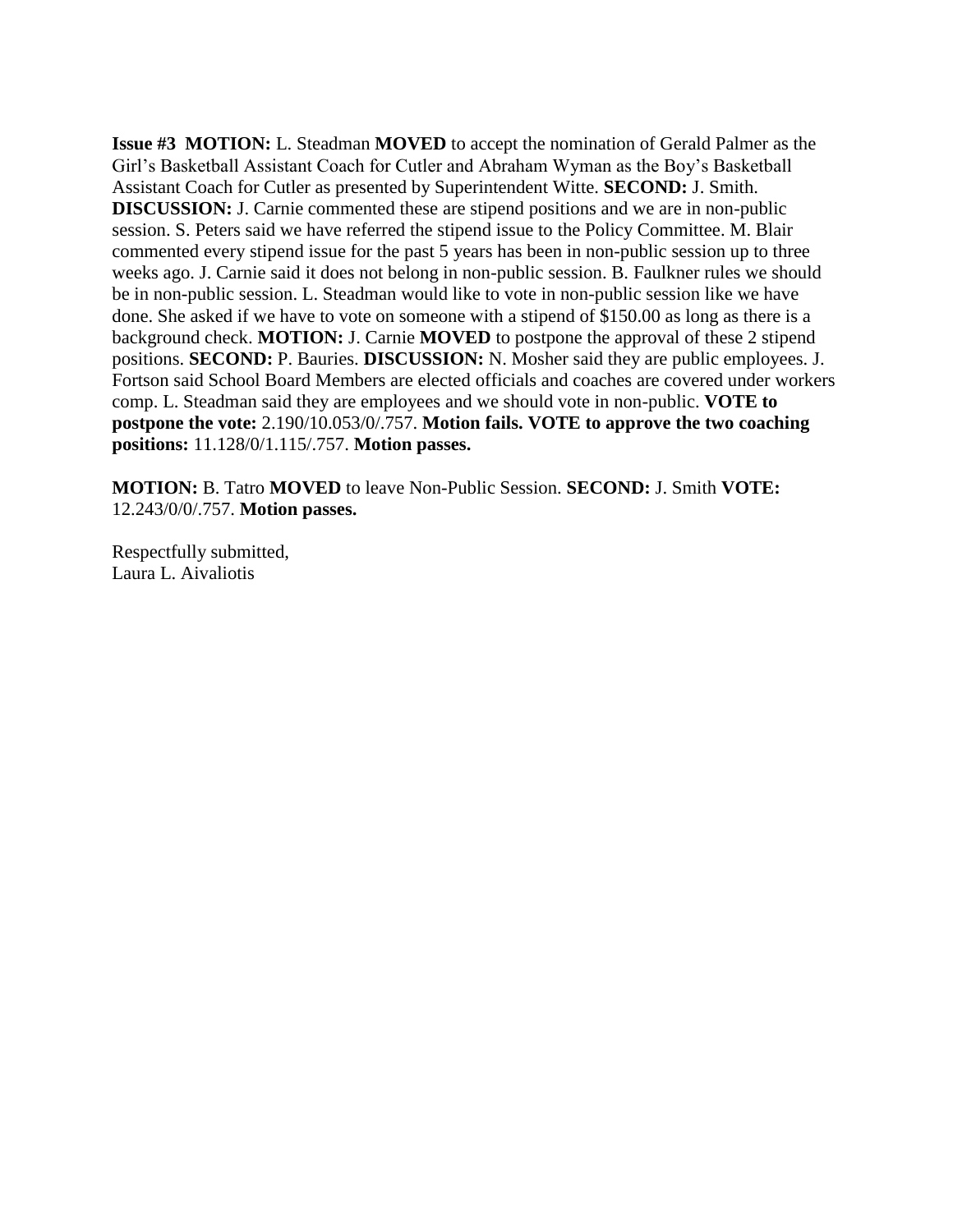**Issue #3 MOTION:** L. Steadman **MOVED** to accept the nomination of Gerald Palmer as the Girl's Basketball Assistant Coach for Cutler and Abraham Wyman as the Boy's Basketball Assistant Coach for Cutler as presented by Superintendent Witte. **SECOND:** J. Smith. **DISCUSSION:** J. Carnie commented these are stipend positions and we are in non-public session. S. Peters said we have referred the stipend issue to the Policy Committee. M. Blair commented every stipend issue for the past 5 years has been in non-public session up to three weeks ago. J. Carnie said it does not belong in non-public session. B. Faulkner rules we should be in non-public session. L. Steadman would like to vote in non-public session like we have done. She asked if we have to vote on someone with a stipend of $150.00 as long as there is a background check. **MOTION:** J. Carnie **MOVED** to postpone the approval of these 2 stipend positions. **SECOND:** P. Bauries. **DISCUSSION:** N. Mosher said they are public employees. J. Fortson said School Board Members are elected officials and coaches are covered under workers comp. L. Steadman said they are employees and we should vote in non-public. **VOTE to postpone the vote:** 2.190/10.053/0/.757. **Motion fails. VOTE to approve the two coaching positions:** 11.128/0/1.115/.757. **Motion passes.**

**MOTION:** B. Tatro **MOVED** to leave Non-Public Session. **SECOND:** J. Smith **VOTE:** 12.243/0/0/.757. **Motion passes.**

Respectfully submitted,
Laura L. Aivaliotis